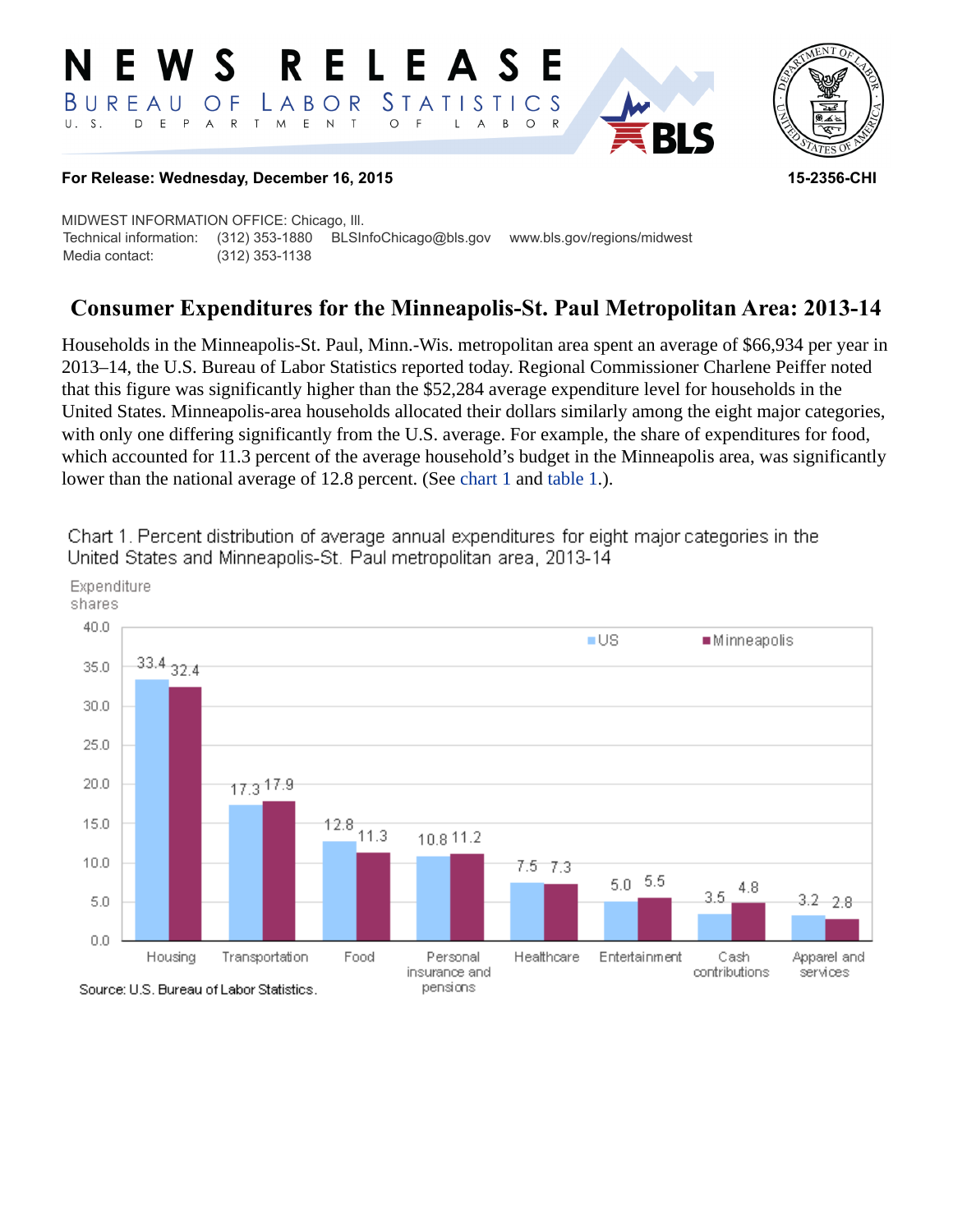# NEWS RELEASE

BUREAU OF LABOR STATISTICS

U. S. DEPARTMENT OF LABOR

**For Release: Wednesday, December 16, 2015** **15-2356-CHI**

MIDWEST INFORMATION OFFICE: Chicago, Ill.
Technical information: (312) 353-1880 BLSInfoChicago@bls.gov www.bls.gov/regions/midwest
Media contact: (312) 353-1138

## Consumer Expenditures for the Minneapolis-St. Paul Metropolitan Area: 2013-14

Households in the Minneapolis-St. Paul, Minn.-Wis. metropolitan area spent an average of $66,934 per year in 2013–14, the U.S. Bureau of Labor Statistics reported today. Regional Commissioner Charlene Peiffer noted that this figure was significantly higher than the $52,284 average expenditure level for households in the United States. Minneapolis-area households allocated their dollars similarly among the eight major categories, with only one differing significantly from the U.S. average. For example, the share of expenditures for food, which accounted for 11.3 percent of the average household's budget in the Minneapolis area, was significantly lower than the national average of 12.8 percent. (See chart 1 and table 1.).

Chart 1. Percent distribution of average annual expenditures for eight major categories in the United States and Minneapolis-St. Paul metropolitan area, 2013-14

| Category | US | Minneapolis |
|---|---|---|
| Housing | 33.4 | 32.4 |
| Transportation | 17.3 | 17.9 |
| Food | 12.8 | 11.3 |
| Personal insurance and pensions | 10.8 | 11.2 |
| Healthcare | 7.5 | 7.3 |
| Entertainment | 5.0 | 5.5 |
| Cash contributions | 3.5 | 4.8 |
| Apparel and services | 3.2 | 2.8 |

Source: U.S. Bureau of Labor Statistics.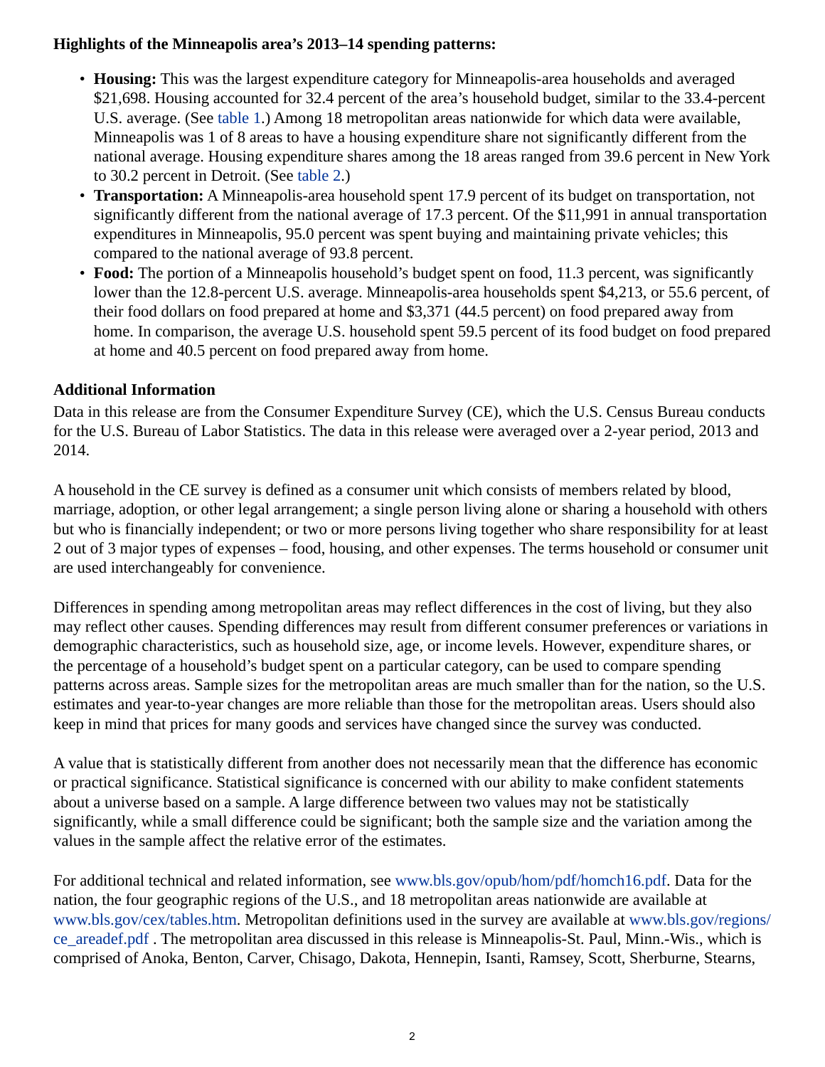**Highlights of the Minneapolis area's 2013–14 spending patterns:**

- **Housing:** This was the largest expenditure category for Minneapolis-area households and averaged $21,698. Housing accounted for 32.4 percent of the area's household budget, similar to the 33.4-percent U.S. average. (See table 1.) Among 18 metropolitan areas nationwide for which data were available, Minneapolis was 1 of 8 areas to have a housing expenditure share not significantly different from the national average. Housing expenditure shares among the 18 areas ranged from 39.6 percent in New York to 30.2 percent in Detroit. (See table 2.)
- **Transportation:** A Minneapolis-area household spent 17.9 percent of its budget on transportation, not significantly different from the national average of 17.3 percent. Of the $11,991 in annual transportation expenditures in Minneapolis, 95.0 percent was spent buying and maintaining private vehicles; this compared to the national average of 93.8 percent.
- **Food:** The portion of a Minneapolis household's budget spent on food, 11.3 percent, was significantly lower than the 12.8-percent U.S. average. Minneapolis-area households spent $4,213, or 55.6 percent, of their food dollars on food prepared at home and $3,371 (44.5 percent) on food prepared away from home. In comparison, the average U.S. household spent 59.5 percent of its food budget on food prepared at home and 40.5 percent on food prepared away from home.

**Additional Information**

Data in this release are from the Consumer Expenditure Survey (CE), which the U.S. Census Bureau conducts for the U.S. Bureau of Labor Statistics. The data in this release were averaged over a 2-year period, 2013 and 2014.

A household in the CE survey is defined as a consumer unit which consists of members related by blood, marriage, adoption, or other legal arrangement; a single person living alone or sharing a household with others but who is financially independent; or two or more persons living together who share responsibility for at least 2 out of 3 major types of expenses – food, housing, and other expenses. The terms household or consumer unit are used interchangeably for convenience.

Differences in spending among metropolitan areas may reflect differences in the cost of living, but they also may reflect other causes. Spending differences may result from different consumer preferences or variations in demographic characteristics, such as household size, age, or income levels. However, expenditure shares, or the percentage of a household's budget spent on a particular category, can be used to compare spending patterns across areas. Sample sizes for the metropolitan areas are much smaller than for the nation, so the U.S. estimates and year-to-year changes are more reliable than those for the metropolitan areas. Users should also keep in mind that prices for many goods and services have changed since the survey was conducted.

A value that is statistically different from another does not necessarily mean that the difference has economic or practical significance. Statistical significance is concerned with our ability to make confident statements about a universe based on a sample. A large difference between two values may not be statistically significantly, while a small difference could be significant; both the sample size and the variation among the values in the sample affect the relative error of the estimates.

For additional technical and related information, see www.bls.gov/opub/hom/pdf/homch16.pdf. Data for the nation, the four geographic regions of the U.S., and 18 metropolitan areas nationwide are available at www.bls.gov/cex/tables.htm. Metropolitan definitions used in the survey are available at www.bls.gov/regions/ce_areadef.pdf . The metropolitan area discussed in this release is Minneapolis-St. Paul, Minn.-Wis., which is comprised of Anoka, Benton, Carver, Chisago, Dakota, Hennepin, Isanti, Ramsey, Scott, Sherburne, Stearns,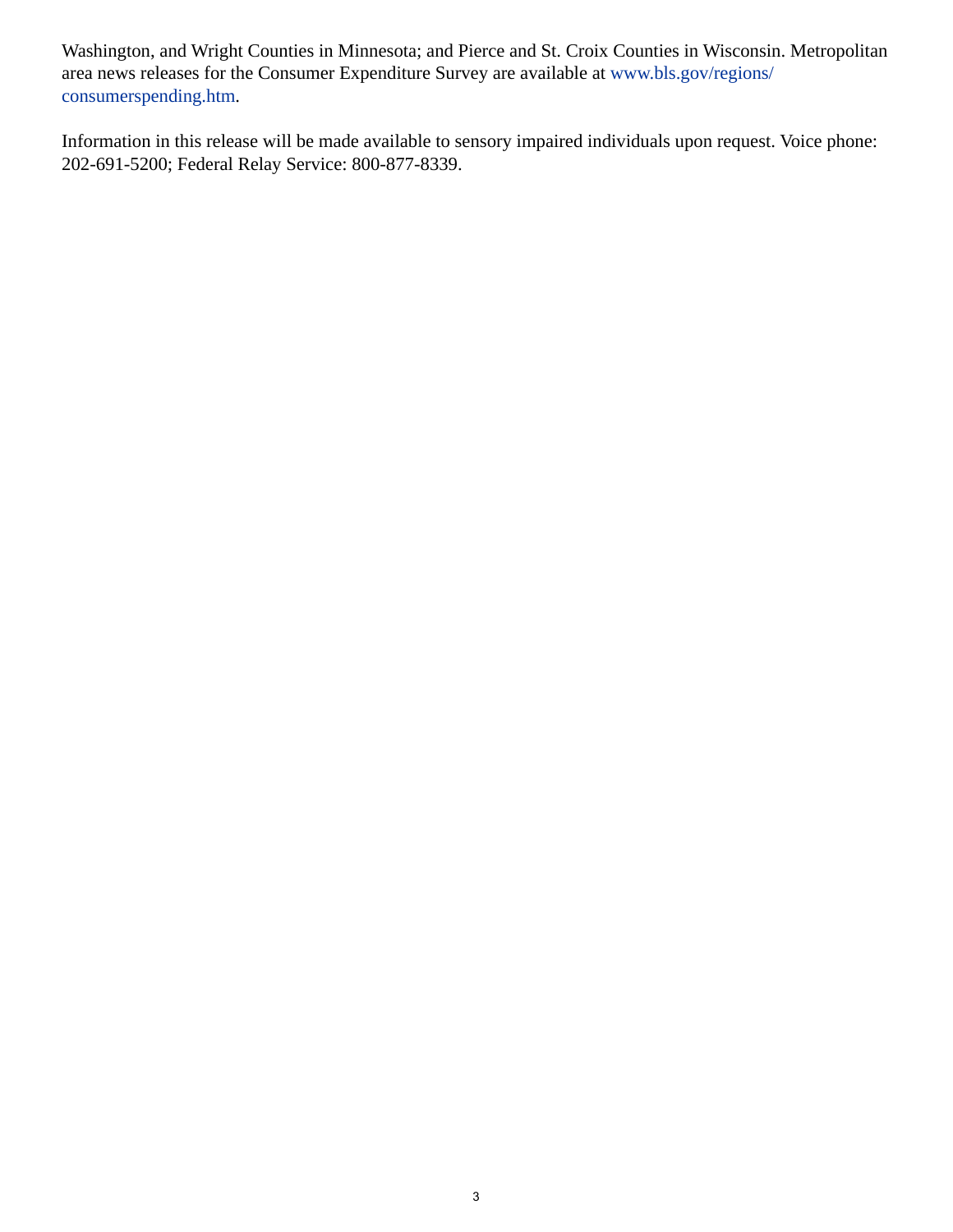Washington, and Wright Counties in Minnesota; and Pierce and St. Croix Counties in Wisconsin. Metropolitan area news releases for the Consumer Expenditure Survey are available at www.bls.gov/regions/consumerspending.htm.

Information in this release will be made available to sensory impaired individuals upon request. Voice phone: 202-691-5200; Federal Relay Service: 800-877-8339.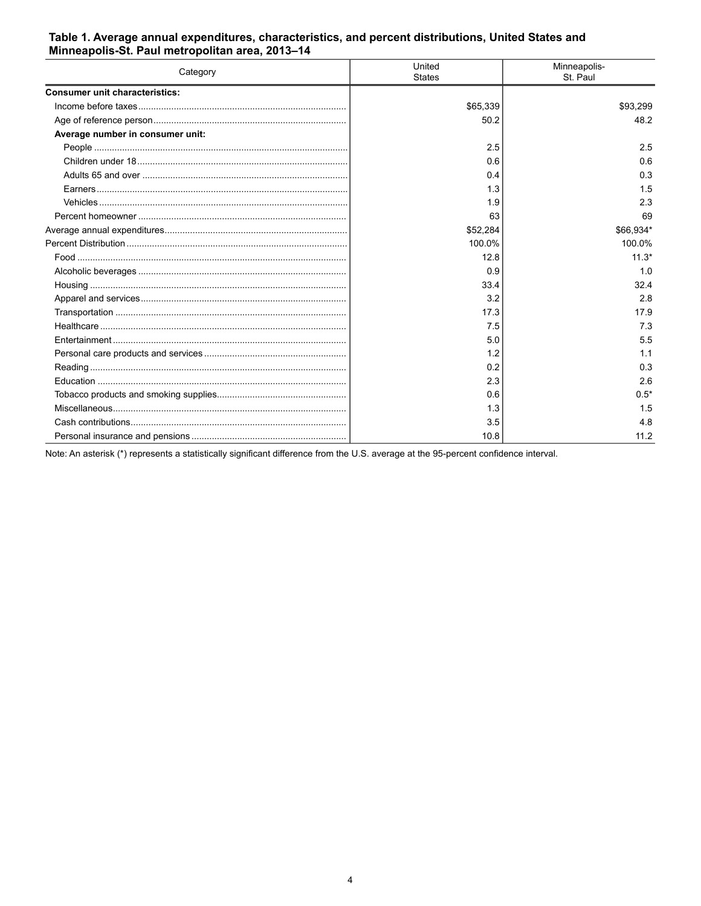**Table 1. Average annual expenditures, characteristics, and percent distributions, United States and Minneapolis-St. Paul metropolitan area, 2013–14**

| Category | United States | Minneapolis-St. Paul |
|---|---|---|
| **Consumer unit characteristics:** | | |
| Income before taxes | $65,339 | $93,299 |
| Age of reference person | 50.2 | 48.2 |
| **Average number in consumer unit:** | | |
| People | 2.5 | 2.5 |
| Children under 18 | 0.6 | 0.6 |
| Adults 65 and over | 0.4 | 0.3 |
| Earners | 1.3 | 1.5 |
| Vehicles | 1.9 | 2.3 |
| Percent homeowner | 63 | 69 |
| Average annual expenditures | $52,284 | $66,934* |
| Percent Distribution | 100.0% | 100.0% |
| Food | 12.8 | 11.3* |
| Alcoholic beverages | 0.9 | 1.0 |
| Housing | 33.4 | 32.4 |
| Apparel and services | 3.2 | 2.8 |
| Transportation | 17.3 | 17.9 |
| Healthcare | 7.5 | 7.3 |
| Entertainment | 5.0 | 5.5 |
| Personal care products and services | 1.2 | 1.1 |
| Reading | 0.2 | 0.3 |
| Education | 2.3 | 2.6 |
| Tobacco products and smoking supplies | 0.6 | 0.5* |
| Miscellaneous | 1.3 | 1.5 |
| Cash contributions | 3.5 | 4.8 |
| Personal insurance and pensions | 10.8 | 11.2 |

Note: An asterisk (*) represents a statistically significant difference from the U.S. average at the 95-percent confidence interval.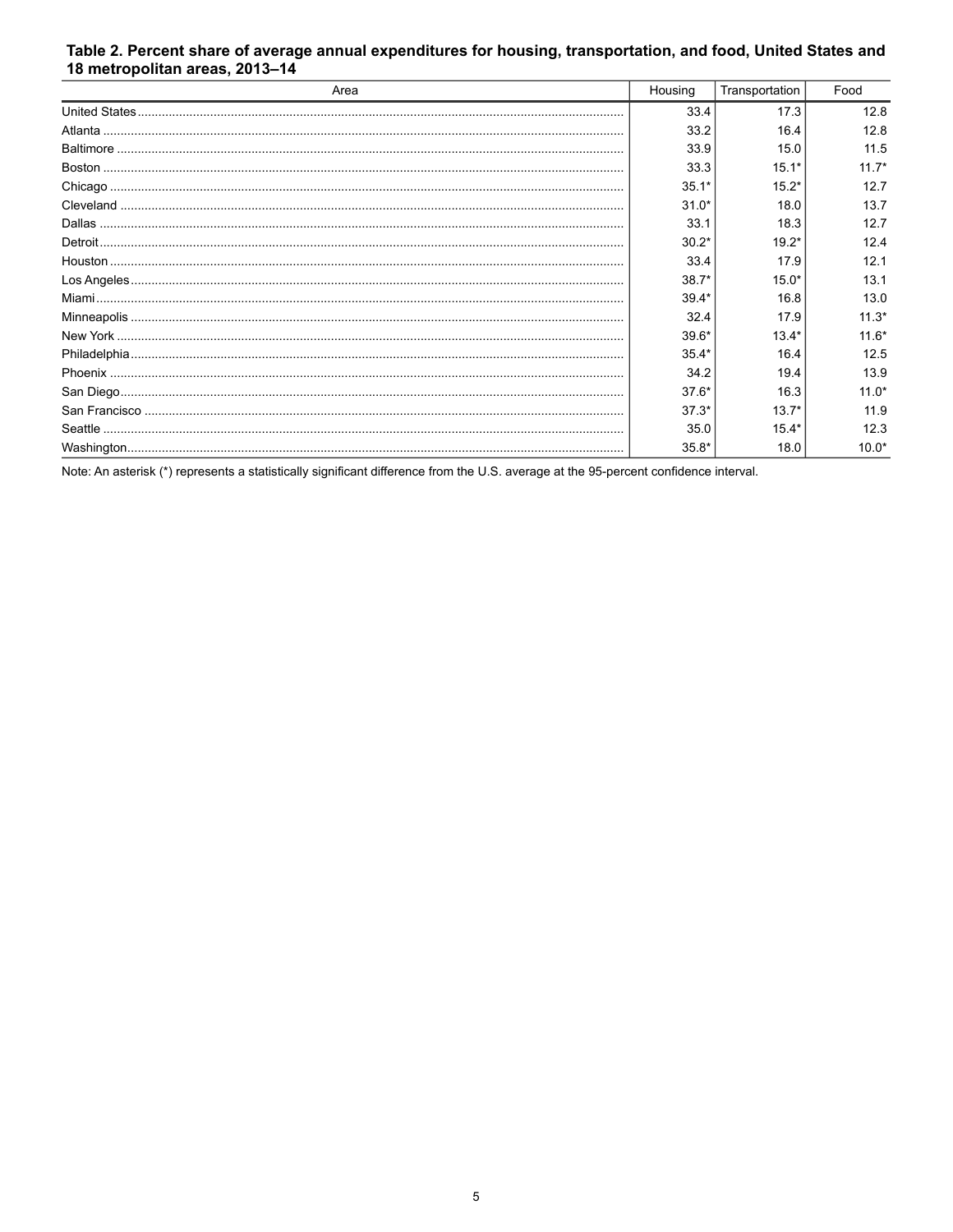**Table 2. Percent share of average annual expenditures for housing, transportation, and food, United States and 18 metropolitan areas, 2013–14**

| Area | Housing | Transportation | Food |
|---|---|---|---|
| United States | 33.4 | 17.3 | 12.8 |
| Atlanta | 33.2 | 16.4 | 12.8 |
| Baltimore | 33.9 | 15.0 | 11.5 |
| Boston | 33.3 | 15.1* | 11.7* |
| Chicago | 35.1* | 15.2* | 12.7 |
| Cleveland | 31.0* | 18.0 | 13.7 |
| Dallas | 33.1 | 18.3 | 12.7 |
| Detroit | 30.2* | 19.2* | 12.4 |
| Houston | 33.4 | 17.9 | 12.1 |
| Los Angeles | 38.7* | 15.0* | 13.1 |
| Miami | 39.4* | 16.8 | 13.0 |
| Minneapolis | 32.4 | 17.9 | 11.3* |
| New York | 39.6* | 13.4* | 11.6* |
| Philadelphia | 35.4* | 16.4 | 12.5 |
| Phoenix | 34.2 | 19.4 | 13.9 |
| San Diego | 37.6* | 16.3 | 11.0* |
| San Francisco | 37.3* | 13.7* | 11.9 |
| Seattle | 35.0 | 15.4* | 12.3 |
| Washington | 35.8* | 18.0 | 10.0* |

Note: An asterisk (*) represents a statistically significant difference from the U.S. average at the 95-percent confidence interval.